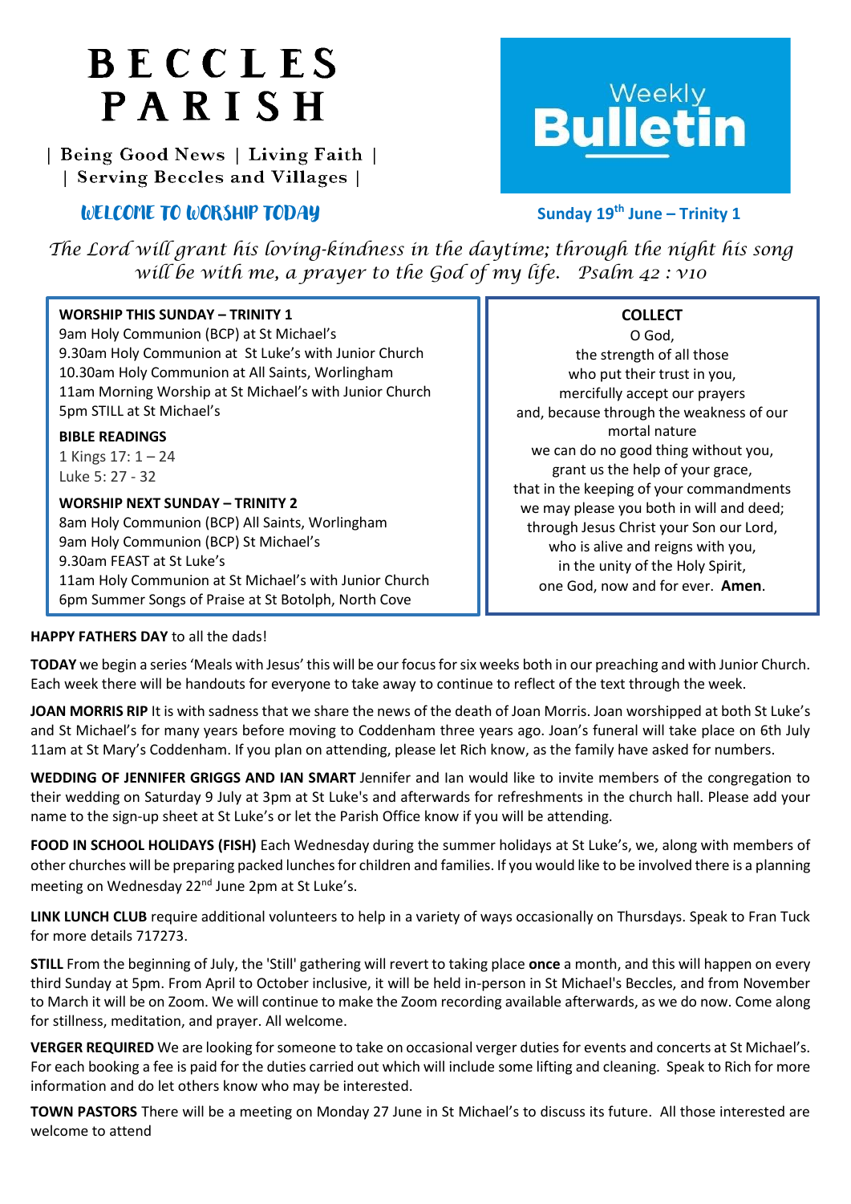# BECCLES PARISH

| Being Good News | Living Faith |
| Serving Beccles and Villages |

# Weekly Bulletin

## WELCOME TO WORSHIP TODAY

**Sunday 19th June – Trinity 1**

*The Lord will grant his loving-kindness in the daytime; through the night his song will be with me, a prayer to the God of my life. Psalm 42 : v10*

**WORSHIP THIS SUNDAY – TRINITY 1**
9am Holy Communion (BCP) at St Michael's
9.30am Holy Communion at St Luke's with Junior Church
10.30am Holy Communion at All Saints, Worlingham
11am Morning Worship at St Michael's with Junior Church
5pm STILL at St Michael's

**BIBLE READINGS**
1 Kings 17: 1 – 24
Luke 5: 27 - 32

**WORSHIP NEXT SUNDAY – TRINITY 2**
8am Holy Communion (BCP) All Saints, Worlingham
9am Holy Communion (BCP) St Michael's
9.30am FEAST at St Luke's
11am Holy Communion at St Michael's with Junior Church
6pm Summer Songs of Praise at St Botolph, North Cove

**COLLECT**
O God,
the strength of all those
who put their trust in you,
mercifully accept our prayers
and, because through the weakness of our mortal nature
we can do no good thing without you,
grant us the help of your grace,
that in the keeping of your commandments
we may please you both in will and deed;
through Jesus Christ your Son our Lord,
who is alive and reigns with you,
in the unity of the Holy Spirit,
one God, now and for ever. **Amen**.

**HAPPY FATHERS DAY** to all the dads!

**TODAY** we begin a series 'Meals with Jesus' this will be our focus for six weeks both in our preaching and with Junior Church. Each week there will be handouts for everyone to take away to continue to reflect of the text through the week.

**JOAN MORRIS RIP** It is with sadness that we share the news of the death of Joan Morris. Joan worshipped at both St Luke's and St Michael's for many years before moving to Coddenham three years ago. Joan's funeral will take place on 6th July 11am at St Mary's Coddenham. If you plan on attending, please let Rich know, as the family have asked for numbers.

**WEDDING OF JENNIFER GRIGGS AND IAN SMART** Jennifer and Ian would like to invite members of the congregation to their wedding on Saturday 9 July at 3pm at St Luke's and afterwards for refreshments in the church hall. Please add your name to the sign-up sheet at St Luke's or let the Parish Office know if you will be attending.

**FOOD IN SCHOOL HOLIDAYS (FISH)** Each Wednesday during the summer holidays at St Luke's, we, along with members of other churches will be preparing packed lunches for children and families. If you would like to be involved there is a planning meeting on Wednesday 22nd June 2pm at St Luke's.

**LINK LUNCH CLUB** require additional volunteers to help in a variety of ways occasionally on Thursdays. Speak to Fran Tuck for more details 717273.

**STILL** From the beginning of July, the 'Still' gathering will revert to taking place **once** a month, and this will happen on every third Sunday at 5pm. From April to October inclusive, it will be held in-person in St Michael's Beccles, and from November to March it will be on Zoom. We will continue to make the Zoom recording available afterwards, as we do now. Come along for stillness, meditation, and prayer. All welcome.

**VERGER REQUIRED** We are looking for someone to take on occasional verger duties for events and concerts at St Michael's. For each booking a fee is paid for the duties carried out which will include some lifting and cleaning. Speak to Rich for more information and do let others know who may be interested.

**TOWN PASTORS** There will be a meeting on Monday 27 June in St Michael's to discuss its future. All those interested are welcome to attend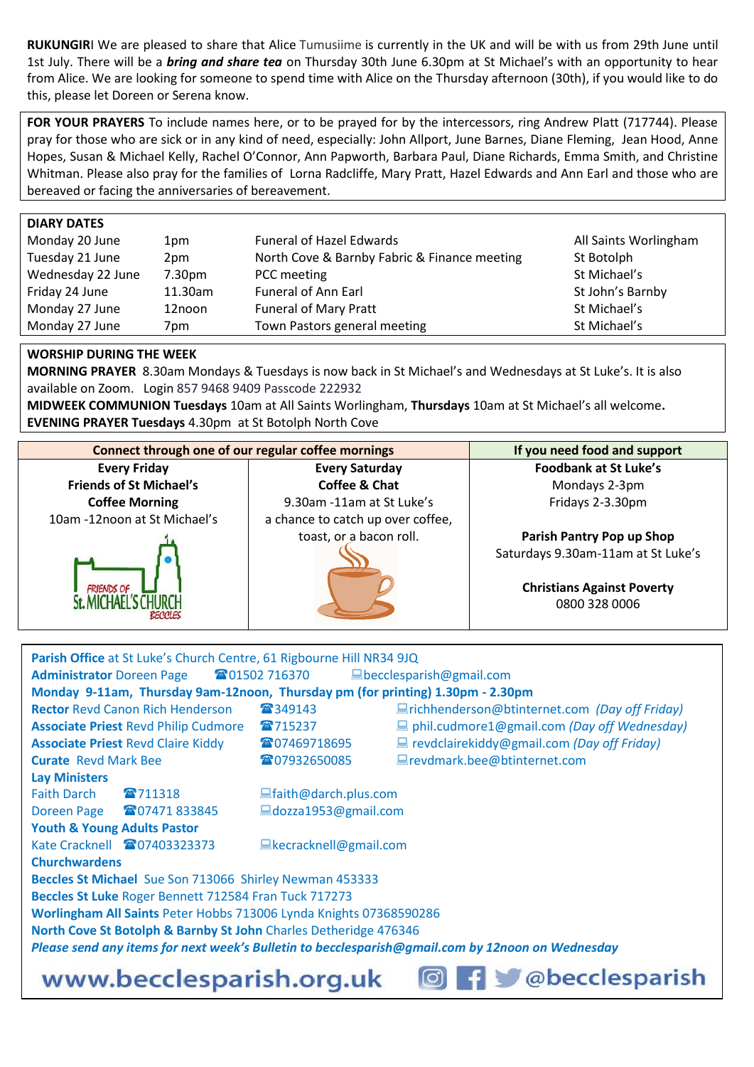**RUKUNGIR**I We are pleased to share that Alice Tumusiime is currently in the UK and will be with us from 29th June until 1st July. There will be a ***bring and share tea*** on Thursday 30th June 6.30pm at St Michael's with an opportunity to hear from Alice. We are looking for someone to spend time with Alice on the Thursday afternoon (30th), if you would like to do this, please let Doreen or Serena know.

**FOR YOUR PRAYERS** To include names here, or to be prayed for by the intercessors, ring Andrew Platt (717744). Please pray for those who are sick or in any kind of need, especially: John Allport, June Barnes, Diane Fleming, Jean Hood, Anne Hopes, Susan & Michael Kelly, Rachel O'Connor, Ann Papworth, Barbara Paul, Diane Richards, Emma Smith, and Christine Whitman. Please also pray for the families of Lorna Radcliffe, Mary Pratt, Hazel Edwards and Ann Earl and those who are bereaved or facing the anniversaries of bereavement.

**DIARY DATES**

| | | | |
|---|---|---|---|
| Monday 20 June | 1pm | Funeral of Hazel Edwards | All Saints Worlingham |
| Tuesday 21 June | 2pm | North Cove & Barnby Fabric & Finance meeting | St Botolph |
| Wednesday 22 June | 7.30pm | PCC meeting | St Michael's |
| Friday 24 June | 11.30am | Funeral of Ann Earl | St John's Barnby |
| Monday 27 June | 12noon | Funeral of Mary Pratt | St Michael's |
| Monday 27 June | 7pm | Town Pastors general meeting | St Michael's |

**WORSHIP DURING THE WEEK**

**MORNING PRAYER** 8.30am Mondays & Tuesdays is now back in St Michael's and Wednesdays at St Luke's. It is also available on Zoom. Login 857 9468 9409 Passcode 222932

**MIDWEEK COMMUNION Tuesdays** 10am at All Saints Worlingham, **Thursdays** 10am at St Michael's all welcome.

**EVENING PRAYER Tuesdays** 4.30pm at St Botolph North Cove

| Connect through one of our regular coffee mornings | | If you need food and support |
|---|---|---|
| **Every Friday**<br>**Friends of St Michael's Coffee Morning**<br>10am -12noon at St Michael's | **Every Saturday**<br>**Coffee & Chat**<br>9.30am -11am at St Luke's<br>a chance to catch up over coffee, toast, or a bacon roll. | **Foodbank at St Luke's**<br>Mondays 2-3pm<br>Fridays 2-3.30pm<br><br>**Parish Pantry Pop up Shop**<br>Saturdays 9.30am-11am at St Luke's<br><br>**Christians Against Poverty**<br>0800 328 0006 |

**Parish Office** at St Luke's Church Centre, 61 Rigbourne Hill NR34 9JQ

**Administrator** Doreen Page ☎01502 716370 becclesparish@gmail.com

**Monday 9-11am, Thursday 9am-12noon, Thursday pm (for printing) 1.30pm - 2.30pm**

**Rector** Revd Canon Rich Henderson ☎349143 richhenderson@btinternet.com *(Day off Friday)*

**Associate Priest** Revd Philip Cudmore ☎715237 phil.cudmore1@gmail.com *(Day off Wednesday)*

**Associate Priest** Revd Claire Kiddy ☎07469718695 revdclairekiddy@gmail.com *(Day off Friday)*

**Curate** Revd Mark Bee ☎07932650085 revdmark.bee@btinternet.com

**Lay Ministers**

Faith Darch ☎711318 faith@darch.plus.com

Doreen Page ☎07471 833845 dozza1953@gmail.com

**Youth & Young Adults Pastor**

Kate Cracknell ☎07403323373 kecracknell@gmail.com

**Churchwardens**

**Beccles St Michael** Sue Son 713066 Shirley Newman 453333

**Beccles St Luke** Roger Bennett 712584 Fran Tuck 717273

**Worlingham All Saints** Peter Hobbs 713006 Lynda Knights 07368590286

**North Cove St Botolph & Barnby St John** Charles Detheridge 476346

***Please send any items for next week's Bulletin to becclesparish@gmail.com by 12noon on Wednesday***

**www.becclesparish.org.uk** @becclesparish